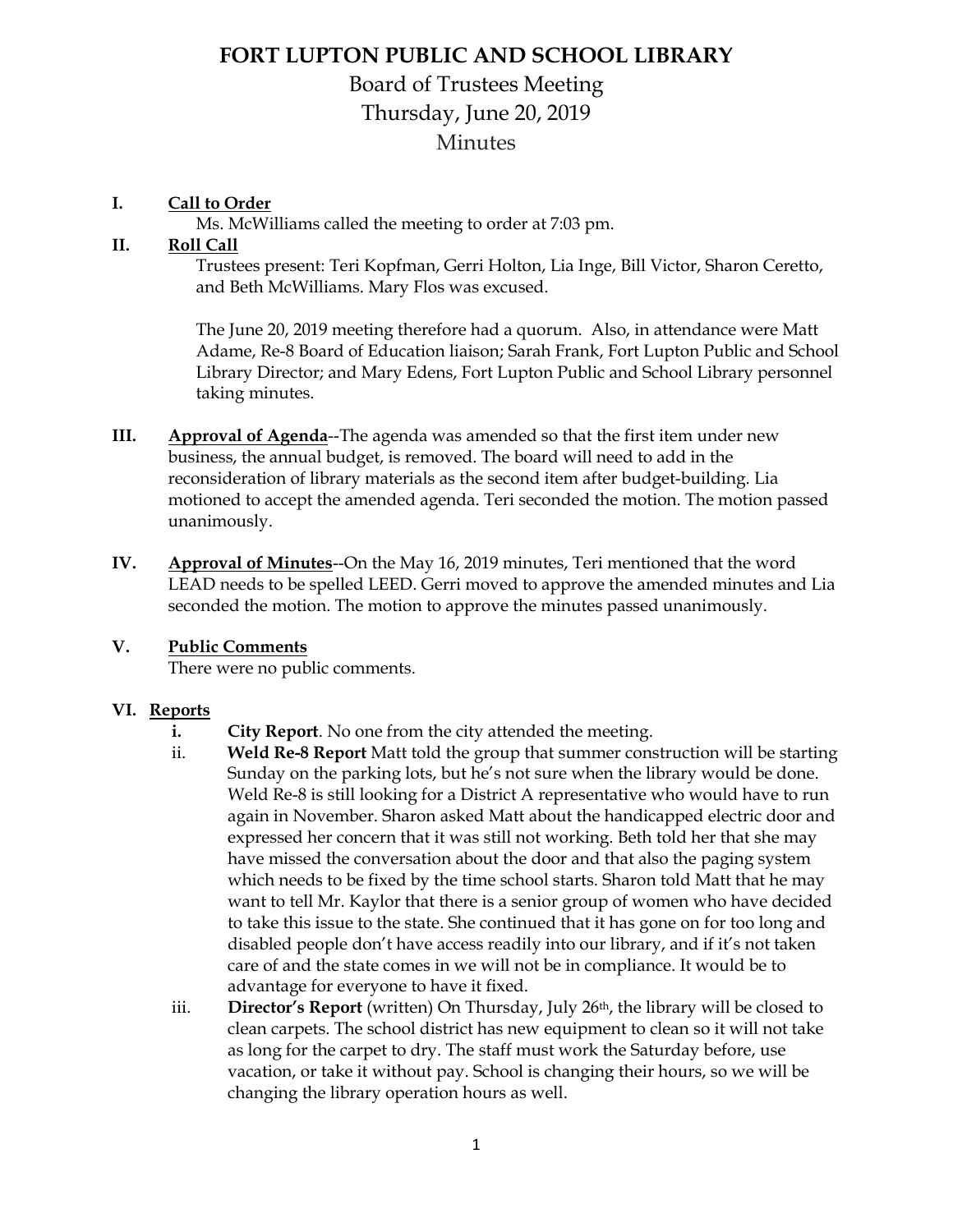# FORT LUPTON PUBLIC AND SCHOOL LIBRARY

## Board of Trustees Meeting
## Thursday, June 20, 2019
## Minutes

**I. Call to Order**

Ms. McWilliams called the meeting to order at 7:03 pm.

**II. Roll Call**

Trustees present: Teri Kopfman, Gerri Holton, Lia Inge, Bill Victor, Sharon Ceretto, and Beth McWilliams. Mary Flos was excused.

The June 20, 2019 meeting therefore had a quorum. Also, in attendance were Matt Adame, Re-8 Board of Education liaison; Sarah Frank, Fort Lupton Public and School Library Director; and Mary Edens, Fort Lupton Public and School Library personnel taking minutes.

**III. Approval of Agenda**--The agenda was amended so that the first item under new business, the annual budget, is removed. The board will need to add in the reconsideration of library materials as the second item after budget-building. Lia motioned to accept the amended agenda. Teri seconded the motion. The motion passed unanimously.

**IV. Approval of Minutes**--On the May 16, 2019 minutes, Teri mentioned that the word LEAD needs to be spelled LEED. Gerri moved to approve the amended minutes and Lia seconded the motion. The motion to approve the minutes passed unanimously.

**V. Public Comments**

There were no public comments.

**VI. Reports**

i. **City Report**. No one from the city attended the meeting.

ii. **Weld Re-8 Report** Matt told the group that summer construction will be starting Sunday on the parking lots, but he's not sure when the library would be done. Weld Re-8 is still looking for a District A representative who would have to run again in November. Sharon asked Matt about the handicapped electric door and expressed her concern that it was still not working. Beth told her that she may have missed the conversation about the door and that also the paging system which needs to be fixed by the time school starts. Sharon told Matt that he may want to tell Mr. Kaylor that there is a senior group of women who have decided to take this issue to the state. She continued that it has gone on for too long and disabled people don't have access readily into our library, and if it's not taken care of and the state comes in we will not be in compliance. It would be to advantage for everyone to have it fixed.

iii. **Director's Report** (written) On Thursday, July 26th, the library will be closed to clean carpets. The school district has new equipment to clean so it will not take as long for the carpet to dry. The staff must work the Saturday before, use vacation, or take it without pay. School is changing their hours, so we will be changing the library operation hours as well.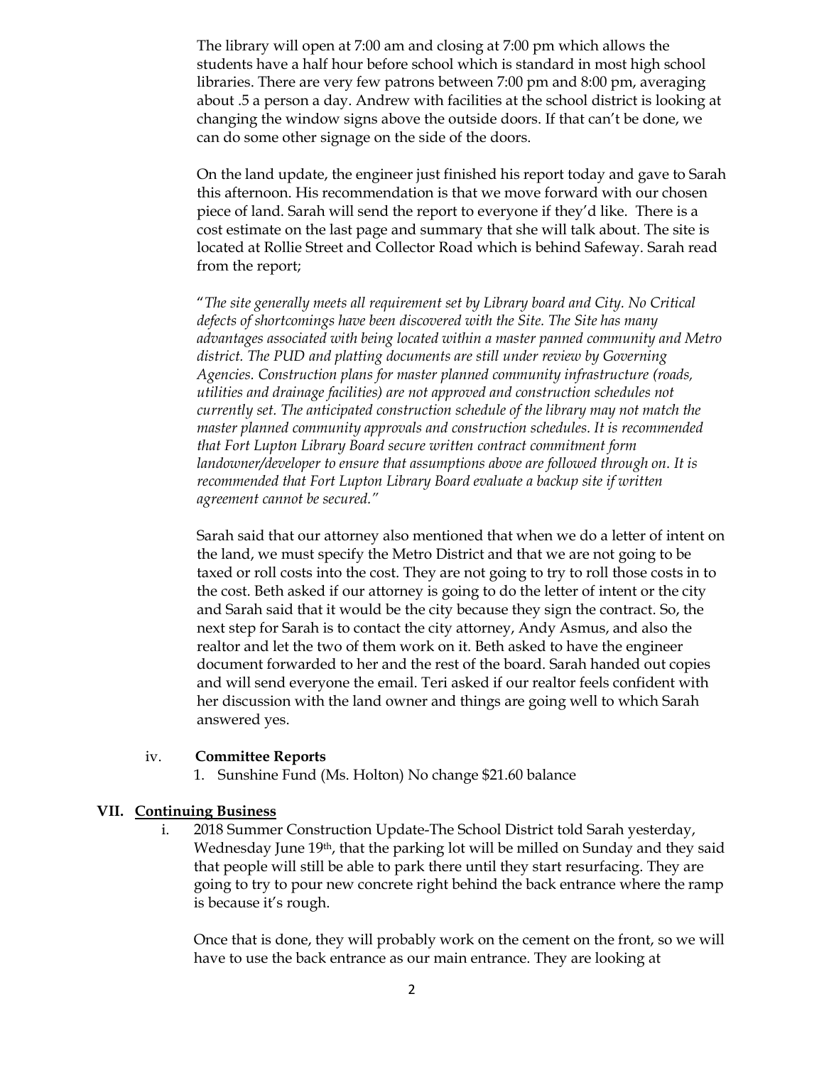The library will open at 7:00 am and closing at 7:00 pm which allows the students have a half hour before school which is standard in most high school libraries. There are very few patrons between 7:00 pm and 8:00 pm, averaging about .5 a person a day. Andrew with facilities at the school district is looking at changing the window signs above the outside doors. If that can't be done, we can do some other signage on the side of the doors.

On the land update, the engineer just finished his report today and gave to Sarah this afternoon. His recommendation is that we move forward with our chosen piece of land. Sarah will send the report to everyone if they'd like. There is a cost estimate on the last page and summary that she will talk about. The site is located at Rollie Street and Collector Road which is behind Safeway. Sarah read from the report;

"*The site generally meets all requirement set by Library board and City. No Critical defects of shortcomings have been discovered with the Site. The Site has many advantages associated with being located within a master panned community and Metro district. The PUD and platting documents are still under review by Governing Agencies. Construction plans for master planned community infrastructure (roads, utilities and drainage facilities) are not approved and construction schedules not currently set. The anticipated construction schedule of the library may not match the master planned community approvals and construction schedules. It is recommended that Fort Lupton Library Board secure written contract commitment form landowner/developer to ensure that assumptions above are followed through on. It is recommended that Fort Lupton Library Board evaluate a backup site if written agreement cannot be secured.*"

Sarah said that our attorney also mentioned that when we do a letter of intent on the land, we must specify the Metro District and that we are not going to be taxed or roll costs into the cost. They are not going to try to roll those costs in to the cost. Beth asked if our attorney is going to do the letter of intent or the city and Sarah said that it would be the city because they sign the contract. So, the next step for Sarah is to contact the city attorney, Andy Asmus, and also the realtor and let the two of them work on it. Beth asked to have the engineer document forwarded to her and the rest of the board. Sarah handed out copies and will send everyone the email. Teri asked if our realtor feels confident with her discussion with the land owner and things are going well to which Sarah answered yes.

iv. **Committee Reports**

1. Sunshine Fund (Ms. Holton) No change $21.60 balance

## VII. Continuing Business

i. 2018 Summer Construction Update-The School District told Sarah yesterday, Wednesday June 19th, that the parking lot will be milled on Sunday and they said that people will still be able to park there until they start resurfacing. They are going to try to pour new concrete right behind the back entrance where the ramp is because it's rough.

Once that is done, they will probably work on the cement on the front, so we will have to use the back entrance as our main entrance. They are looking at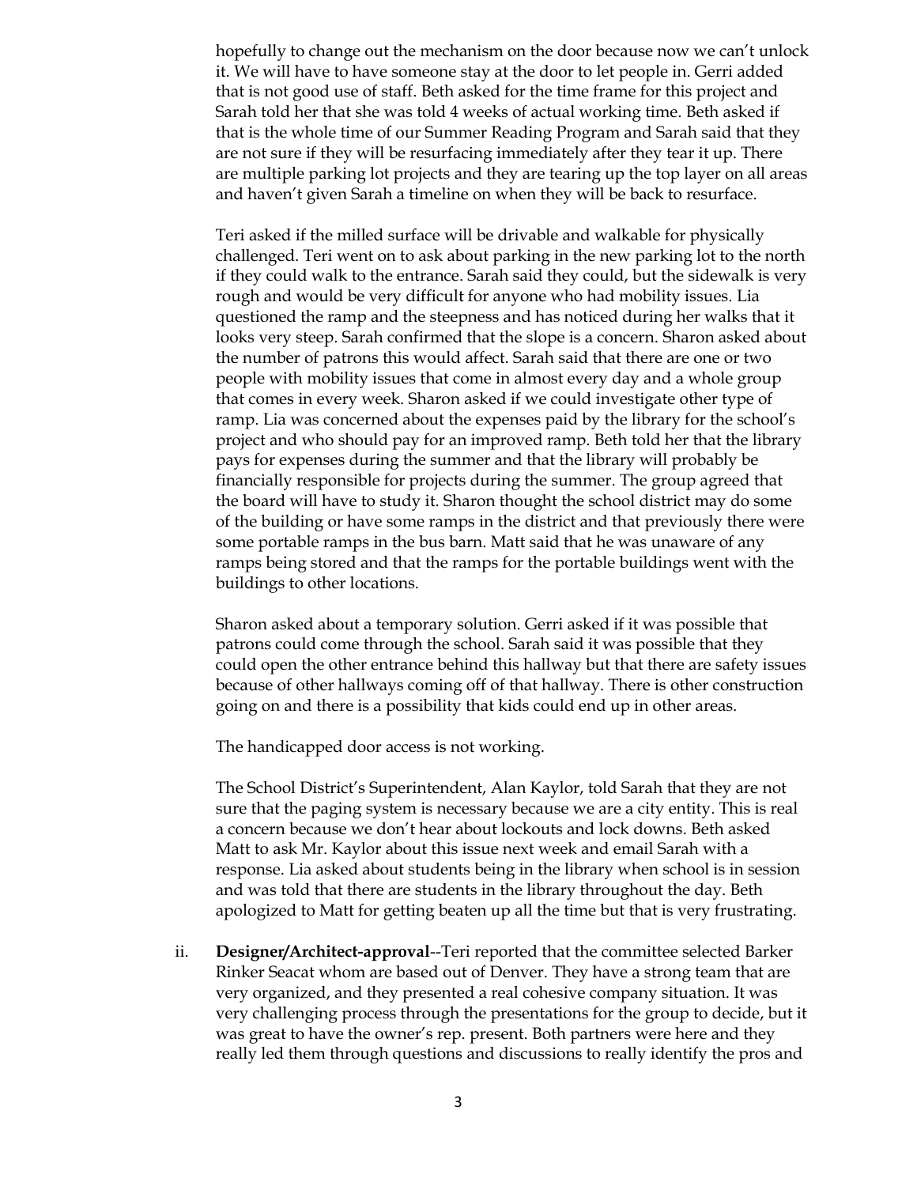hopefully to change out the mechanism on the door because now we can't unlock it. We will have to have someone stay at the door to let people in. Gerri added that is not good use of staff. Beth asked for the time frame for this project and Sarah told her that she was told 4 weeks of actual working time. Beth asked if that is the whole time of our Summer Reading Program and Sarah said that they are not sure if they will be resurfacing immediately after they tear it up. There are multiple parking lot projects and they are tearing up the top layer on all areas and haven't given Sarah a timeline on when they will be back to resurface.

Teri asked if the milled surface will be drivable and walkable for physically challenged. Teri went on to ask about parking in the new parking lot to the north if they could walk to the entrance. Sarah said they could, but the sidewalk is very rough and would be very difficult for anyone who had mobility issues. Lia questioned the ramp and the steepness and has noticed during her walks that it looks very steep. Sarah confirmed that the slope is a concern. Sharon asked about the number of patrons this would affect. Sarah said that there are one or two people with mobility issues that come in almost every day and a whole group that comes in every week. Sharon asked if we could investigate other type of ramp. Lia was concerned about the expenses paid by the library for the school's project and who should pay for an improved ramp. Beth told her that the library pays for expenses during the summer and that the library will probably be financially responsible for projects during the summer. The group agreed that the board will have to study it. Sharon thought the school district may do some of the building or have some ramps in the district and that previously there were some portable ramps in the bus barn. Matt said that he was unaware of any ramps being stored and that the ramps for the portable buildings went with the buildings to other locations.

Sharon asked about a temporary solution. Gerri asked if it was possible that patrons could come through the school. Sarah said it was possible that they could open the other entrance behind this hallway but that there are safety issues because of other hallways coming off of that hallway. There is other construction going on and there is a possibility that kids could end up in other areas.

The handicapped door access is not working.

The School District's Superintendent, Alan Kaylor, told Sarah that they are not sure that the paging system is necessary because we are a city entity. This is real a concern because we don't hear about lockouts and lock downs. Beth asked Matt to ask Mr. Kaylor about this issue next week and email Sarah with a response. Lia asked about students being in the library when school is in session and was told that there are students in the library throughout the day. Beth apologized to Matt for getting beaten up all the time but that is very frustrating.

ii. **Designer/Architect-approval**--Teri reported that the committee selected Barker Rinker Seacat whom are based out of Denver. They have a strong team that are very organized, and they presented a real cohesive company situation. It was very challenging process through the presentations for the group to decide, but it was great to have the owner's rep. present. Both partners were here and they really led them through questions and discussions to really identify the pros and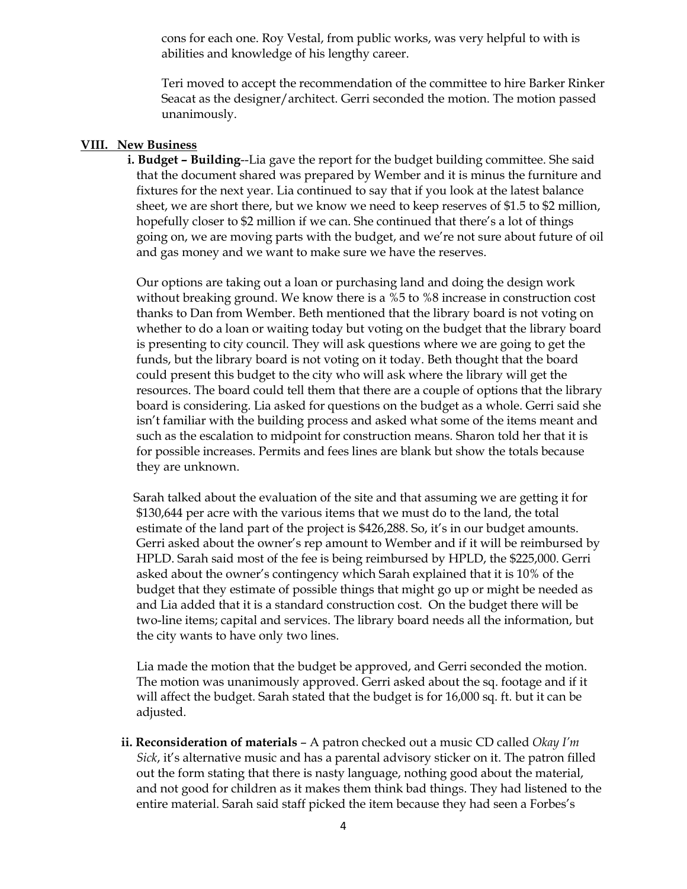cons for each one. Roy Vestal, from public works, was very helpful to with is abilities and knowledge of his lengthy career.

Teri moved to accept the recommendation of the committee to hire Barker Rinker Seacat as the designer/architect. Gerri seconded the motion. The motion passed unanimously.

## VIII. New Business

**i. Budget – Building**--Lia gave the report for the budget building committee. She said that the document shared was prepared by Wember and it is minus the furniture and fixtures for the next year. Lia continued to say that if you look at the latest balance sheet, we are short there, but we know we need to keep reserves of $1.5 to $2 million, hopefully closer to $2 million if we can. She continued that there's a lot of things going on, we are moving parts with the budget, and we're not sure about future of oil and gas money and we want to make sure we have the reserves.

Our options are taking out a loan or purchasing land and doing the design work without breaking ground. We know there is a %5 to %8 increase in construction cost thanks to Dan from Wember. Beth mentioned that the library board is not voting on whether to do a loan or waiting today but voting on the budget that the library board is presenting to city council. They will ask questions where we are going to get the funds, but the library board is not voting on it today. Beth thought that the board could present this budget to the city who will ask where the library will get the resources. The board could tell them that there are a couple of options that the library board is considering. Lia asked for questions on the budget as a whole. Gerri said she isn't familiar with the building process and asked what some of the items meant and such as the escalation to midpoint for construction means. Sharon told her that it is for possible increases. Permits and fees lines are blank but show the totals because they are unknown.

Sarah talked about the evaluation of the site and that assuming we are getting it for $130,644 per acre with the various items that we must do to the land, the total estimate of the land part of the project is $426,288. So, it's in our budget amounts. Gerri asked about the owner's rep amount to Wember and if it will be reimbursed by HPLD. Sarah said most of the fee is being reimbursed by HPLD, the $225,000. Gerri asked about the owner's contingency which Sarah explained that it is 10% of the budget that they estimate of possible things that might go up or might be needed as and Lia added that it is a standard construction cost. On the budget there will be two-line items; capital and services. The library board needs all the information, but the city wants to have only two lines.

Lia made the motion that the budget be approved, and Gerri seconded the motion. The motion was unanimously approved. Gerri asked about the sq. footage and if it will affect the budget. Sarah stated that the budget is for 16,000 sq. ft. but it can be adjusted.

**ii. Reconsideration of materials** – A patron checked out a music CD called *Okay I'm Sick*, it's alternative music and has a parental advisory sticker on it. The patron filled out the form stating that there is nasty language, nothing good about the material, and not good for children as it makes them think bad things. They had listened to the entire material. Sarah said staff picked the item because they had seen a Forbes's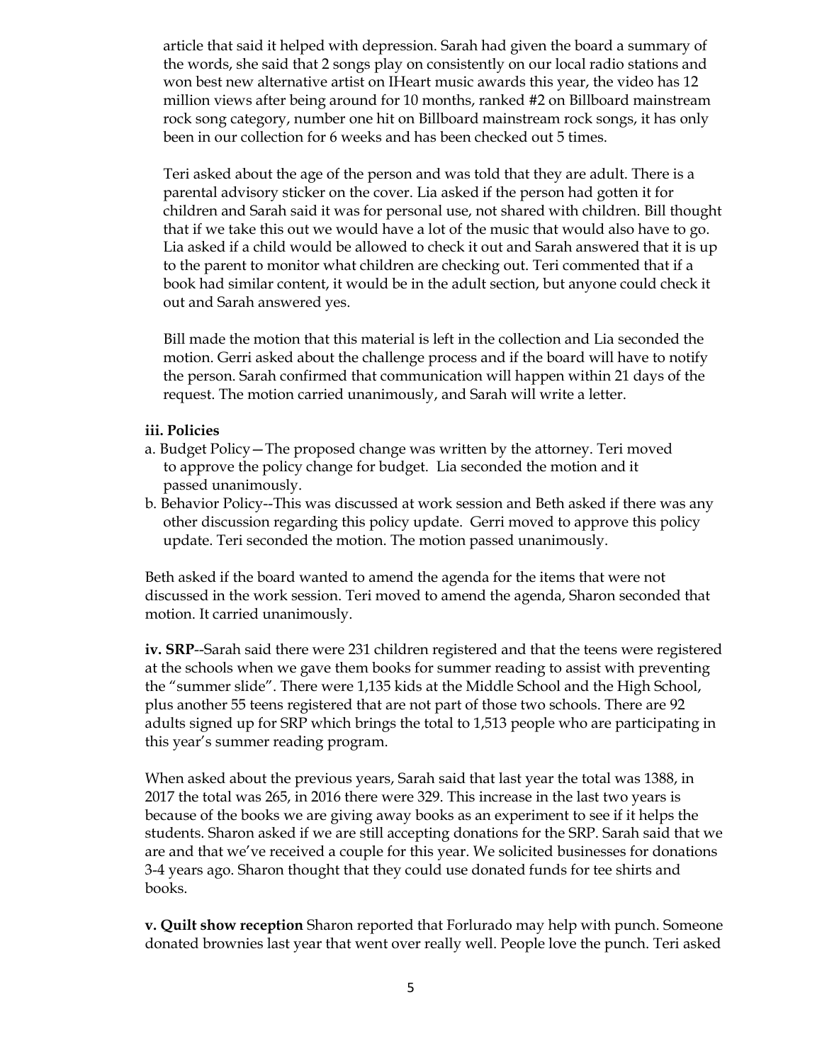article that said it helped with depression. Sarah had given the board a summary of the words, she said that 2 songs play on consistently on our local radio stations and won best new alternative artist on IHeart music awards this year, the video has 12 million views after being around for 10 months, ranked #2 on Billboard mainstream rock song category, number one hit on Billboard mainstream rock songs, it has only been in our collection for 6 weeks and has been checked out 5 times.

Teri asked about the age of the person and was told that they are adult. There is a parental advisory sticker on the cover. Lia asked if the person had gotten it for children and Sarah said it was for personal use, not shared with children. Bill thought that if we take this out we would have a lot of the music that would also have to go. Lia asked if a child would be allowed to check it out and Sarah answered that it is up to the parent to monitor what children are checking out. Teri commented that if a book had similar content, it would be in the adult section, but anyone could check it out and Sarah answered yes.

Bill made the motion that this material is left in the collection and Lia seconded the motion. Gerri asked about the challenge process and if the board will have to notify the person. Sarah confirmed that communication will happen within 21 days of the request. The motion carried unanimously, and Sarah will write a letter.

**iii. Policies**

a. Budget Policy—The proposed change was written by the attorney. Teri moved to approve the policy change for budget. Lia seconded the motion and it passed unanimously.

b. Behavior Policy--This was discussed at work session and Beth asked if there was any other discussion regarding this policy update. Gerri moved to approve this policy update. Teri seconded the motion. The motion passed unanimously.

Beth asked if the board wanted to amend the agenda for the items that were not discussed in the work session. Teri moved to amend the agenda, Sharon seconded that motion. It carried unanimously.

**iv. SRP**--Sarah said there were 231 children registered and that the teens were registered at the schools when we gave them books for summer reading to assist with preventing the "summer slide". There were 1,135 kids at the Middle School and the High School, plus another 55 teens registered that are not part of those two schools. There are 92 adults signed up for SRP which brings the total to 1,513 people who are participating in this year's summer reading program.

When asked about the previous years, Sarah said that last year the total was 1388, in 2017 the total was 265, in 2016 there were 329. This increase in the last two years is because of the books we are giving away books as an experiment to see if it helps the students. Sharon asked if we are still accepting donations for the SRP. Sarah said that we are and that we've received a couple for this year. We solicited businesses for donations 3-4 years ago. Sharon thought that they could use donated funds for tee shirts and books.

**v. Quilt show reception** Sharon reported that Forlurado may help with punch. Someone donated brownies last year that went over really well. People love the punch. Teri asked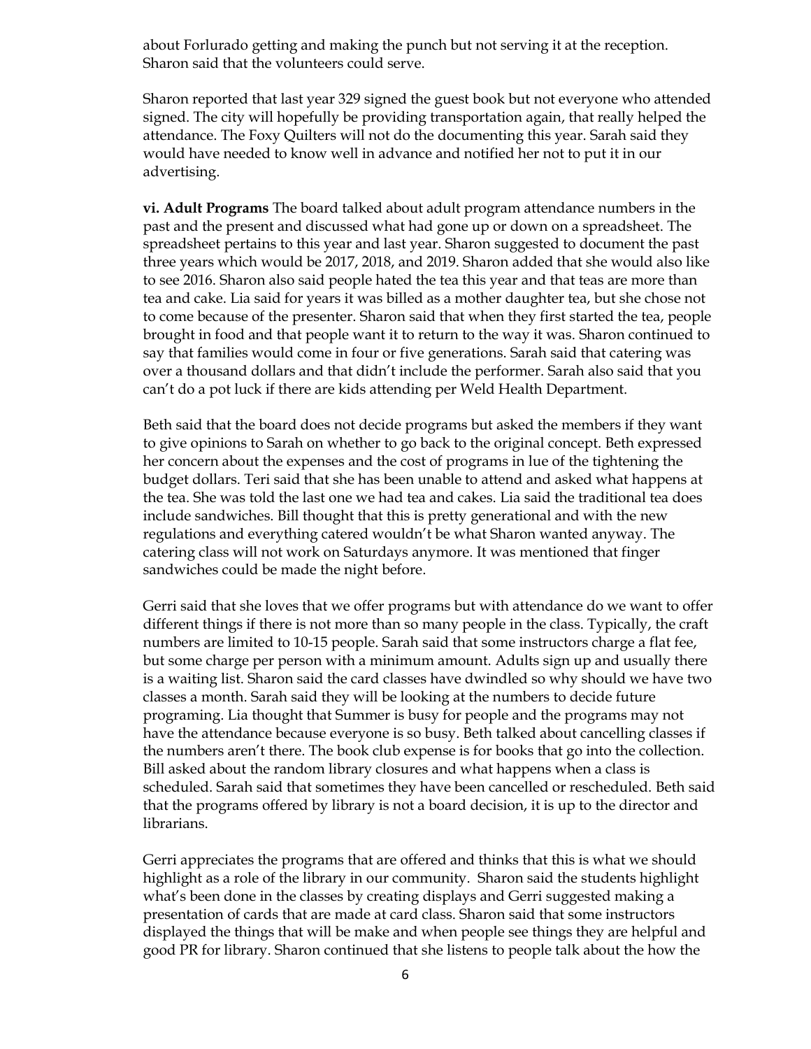about Forlurado getting and making the punch but not serving it at the reception. Sharon said that the volunteers could serve.

Sharon reported that last year 329 signed the guest book but not everyone who attended signed. The city will hopefully be providing transportation again, that really helped the attendance. The Foxy Quilters will not do the documenting this year. Sarah said they would have needed to know well in advance and notified her not to put it in our advertising.

**vi. Adult Programs** The board talked about adult program attendance numbers in the past and the present and discussed what had gone up or down on a spreadsheet. The spreadsheet pertains to this year and last year. Sharon suggested to document the past three years which would be 2017, 2018, and 2019. Sharon added that she would also like to see 2016. Sharon also said people hated the tea this year and that teas are more than tea and cake. Lia said for years it was billed as a mother daughter tea, but she chose not to come because of the presenter. Sharon said that when they first started the tea, people brought in food and that people want it to return to the way it was. Sharon continued to say that families would come in four or five generations. Sarah said that catering was over a thousand dollars and that didn't include the performer. Sarah also said that you can't do a pot luck if there are kids attending per Weld Health Department.

Beth said that the board does not decide programs but asked the members if they want to give opinions to Sarah on whether to go back to the original concept. Beth expressed her concern about the expenses and the cost of programs in lue of the tightening the budget dollars. Teri said that she has been unable to attend and asked what happens at the tea. She was told the last one we had tea and cakes. Lia said the traditional tea does include sandwiches. Bill thought that this is pretty generational and with the new regulations and everything catered wouldn't be what Sharon wanted anyway. The catering class will not work on Saturdays anymore. It was mentioned that finger sandwiches could be made the night before.

Gerri said that she loves that we offer programs but with attendance do we want to offer different things if there is not more than so many people in the class. Typically, the craft numbers are limited to 10-15 people. Sarah said that some instructors charge a flat fee, but some charge per person with a minimum amount. Adults sign up and usually there is a waiting list. Sharon said the card classes have dwindled so why should we have two classes a month. Sarah said they will be looking at the numbers to decide future programing. Lia thought that Summer is busy for people and the programs may not have the attendance because everyone is so busy. Beth talked about cancelling classes if the numbers aren't there. The book club expense is for books that go into the collection. Bill asked about the random library closures and what happens when a class is scheduled. Sarah said that sometimes they have been cancelled or rescheduled. Beth said that the programs offered by library is not a board decision, it is up to the director and librarians.

Gerri appreciates the programs that are offered and thinks that this is what we should highlight as a role of the library in our community. Sharon said the students highlight what's been done in the classes by creating displays and Gerri suggested making a presentation of cards that are made at card class. Sharon said that some instructors displayed the things that will be make and when people see things they are helpful and good PR for library. Sharon continued that she listens to people talk about the how the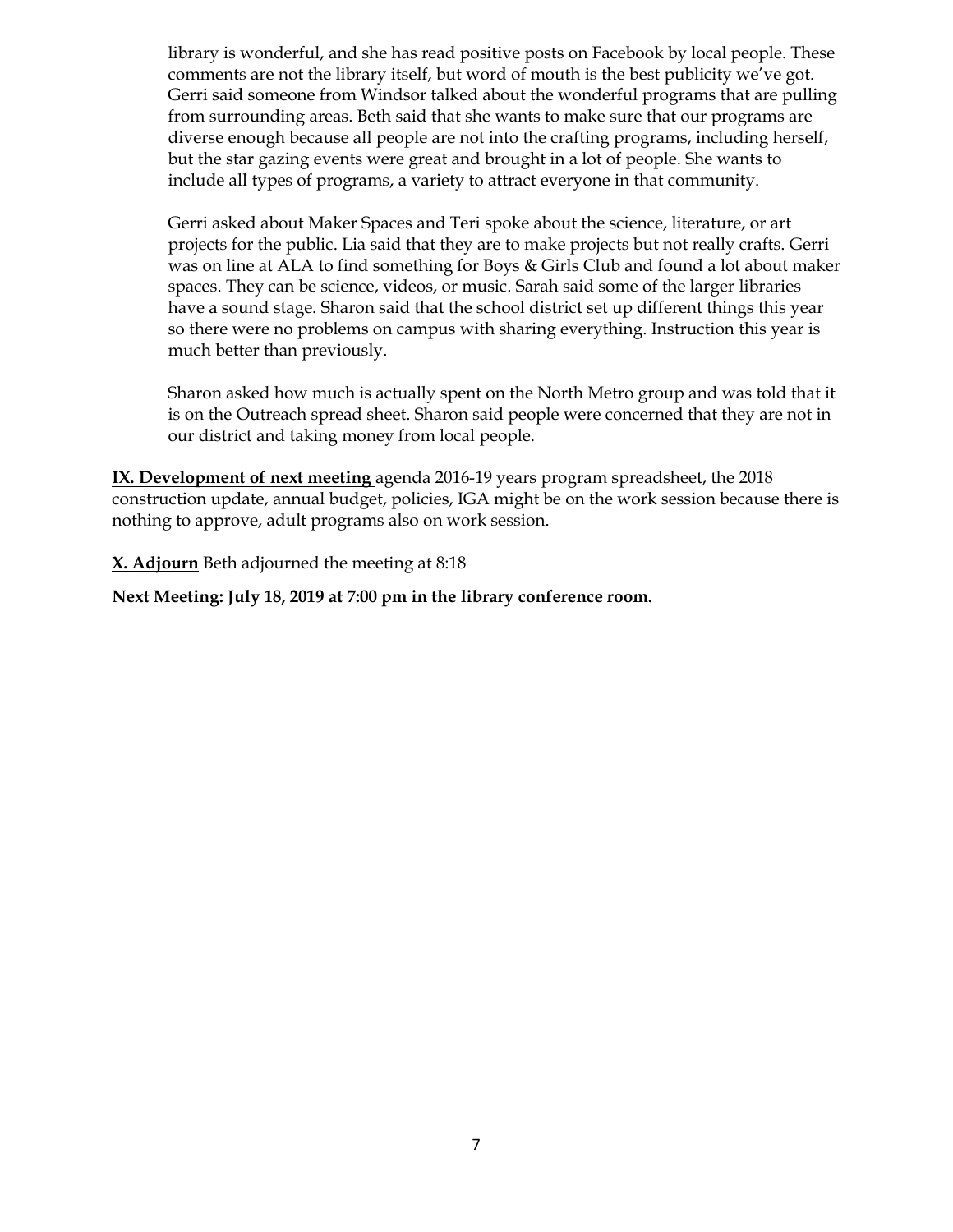library is wonderful, and she has read positive posts on Facebook by local people. These comments are not the library itself, but word of mouth is the best publicity we've got. Gerri said someone from Windsor talked about the wonderful programs that are pulling from surrounding areas. Beth said that she wants to make sure that our programs are diverse enough because all people are not into the crafting programs, including herself, but the star gazing events were great and brought in a lot of people. She wants to include all types of programs, a variety to attract everyone in that community.

Gerri asked about Maker Spaces and Teri spoke about the science, literature, or art projects for the public. Lia said that they are to make projects but not really crafts. Gerri was on line at ALA to find something for Boys & Girls Club and found a lot about maker spaces. They can be science, videos, or music. Sarah said some of the larger libraries have a sound stage. Sharon said that the school district set up different things this year so there were no problems on campus with sharing everything. Instruction this year is much better than previously.

Sharon asked how much is actually spent on the North Metro group and was told that it is on the Outreach spread sheet. Sharon said people were concerned that they are not in our district and taking money from local people.

**IX. Development of next meeting** agenda 2016-19 years program spreadsheet, the 2018 construction update, annual budget, policies, IGA might be on the work session because there is nothing to approve, adult programs also on work session.

**X. Adjourn** Beth adjourned the meeting at 8:18

**Next Meeting: July 18, 2019 at 7:00 pm in the library conference room.**